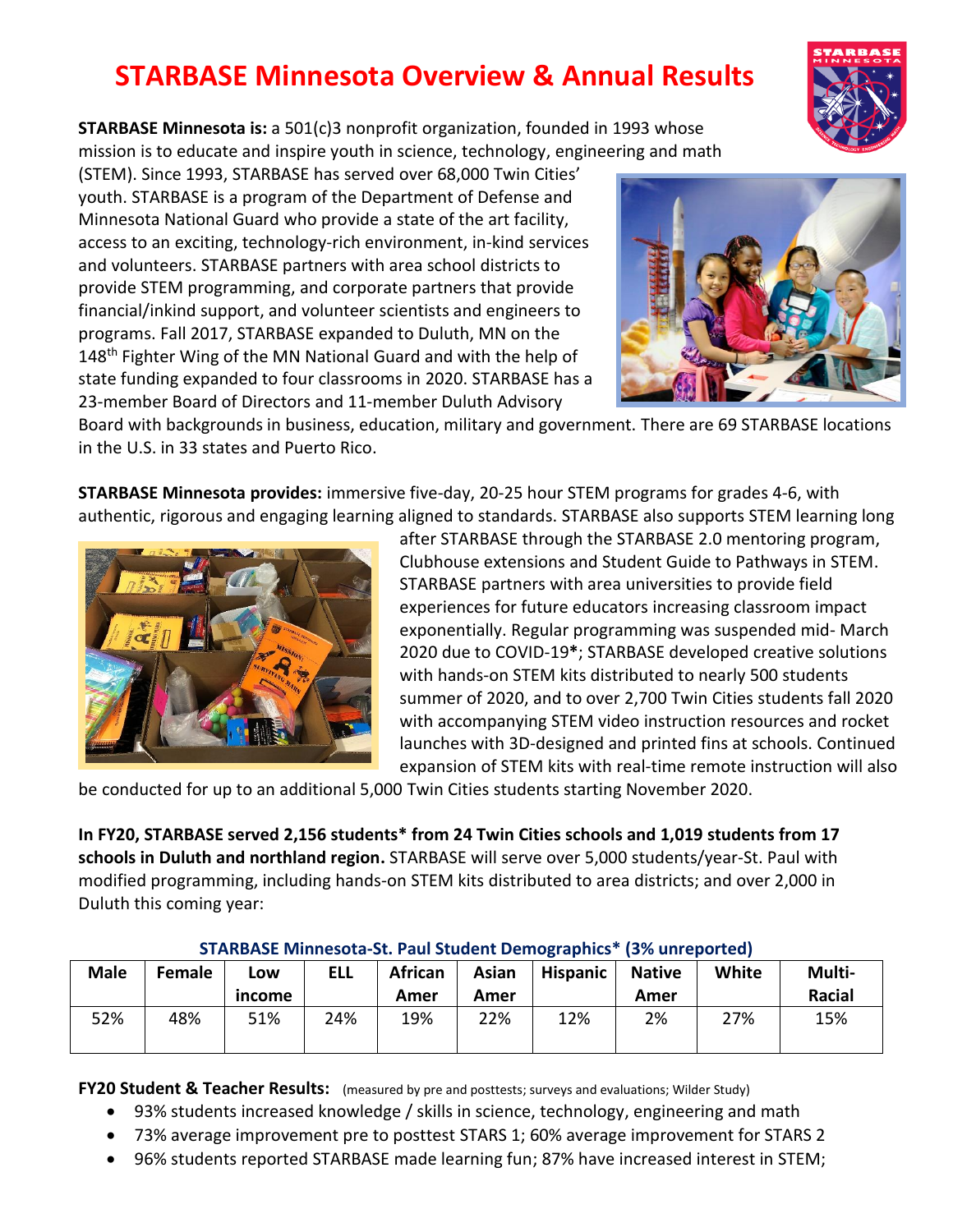# STARBASE Minnesota Overview & Annual Results

**STARBASE Minnesota is:** a 501(c)3 nonprofit organization, founded in 1993 whose mission is to educate and inspire youth in science, technology, engineering and math (STEM). Since 1993, STARBASE has served over 68,000 Twin Cities' youth. STARBASE is a program of the Department of Defense and Minnesota National Guard who provide a state of the art facility, access to an exciting, technology-rich environment, in-kind services and volunteers. STARBASE partners with area school districts to provide STEM programming, and corporate partners that provide financial/inkind support, and volunteer scientists and engineers to programs. Fall 2017, STARBASE expanded to Duluth, MN on the 148th Fighter Wing of the MN National Guard and with the help of state funding expanded to four classrooms in 2020. STARBASE has a 23-member Board of Directors and 11-member Duluth Advisory Board with backgrounds in business, education, military and government. There are 69 STARBASE locations in the U.S. in 33 states and Puerto Rico.

**STARBASE Minnesota provides:** immersive five-day, 20-25 hour STEM programs for grades 4-6, with authentic, rigorous and engaging learning aligned to standards. STARBASE also supports STEM learning long after STARBASE through the STARBASE 2.0 mentoring program, Clubhouse extensions and Student Guide to Pathways in STEM. STARBASE partners with area universities to provide field experiences for future educators increasing classroom impact exponentially. Regular programming was suspended mid- March 2020 due to COVID-19**\***; STARBASE developed creative solutions with hands-on STEM kits distributed to nearly 500 students summer of 2020, and to over 2,700 Twin Cities students fall 2020 with accompanying STEM video instruction resources and rocket launches with 3D-designed and printed fins at schools. Continued expansion of STEM kits with real-time remote instruction will also be conducted for up to an additional 5,000 Twin Cities students starting November 2020.

**In FY20, STARBASE served 2,156 students\* from 24 Twin Cities schools and 1,019 students from 17 schools in Duluth and northland region.** STARBASE will serve over 5,000 students/year-St. Paul with modified programming, including hands-on STEM kits distributed to area districts; and over 2,000 in Duluth this coming year:

**STARBASE Minnesota-St. Paul Student Demographics\* (3% unreported)**

| Male | Female | Low income | ELL | African Amer | Asian Amer | Hispanic | Native Amer | White | Multi-Racial |
|---|---|---|---|---|---|---|---|---|---|
| 52% | 48% | 51% | 24% | 19% | 22% | 12% | 2% | 27% | 15% |

**FY20 Student & Teacher Results:** (measured by pre and posttests; surveys and evaluations; Wilder Study)

- 93% students increased knowledge / skills in science, technology, engineering and math
- 73% average improvement pre to posttest STARS 1; 60% average improvement for STARS 2
- 96% students reported STARBASE made learning fun; 87% have increased interest in STEM;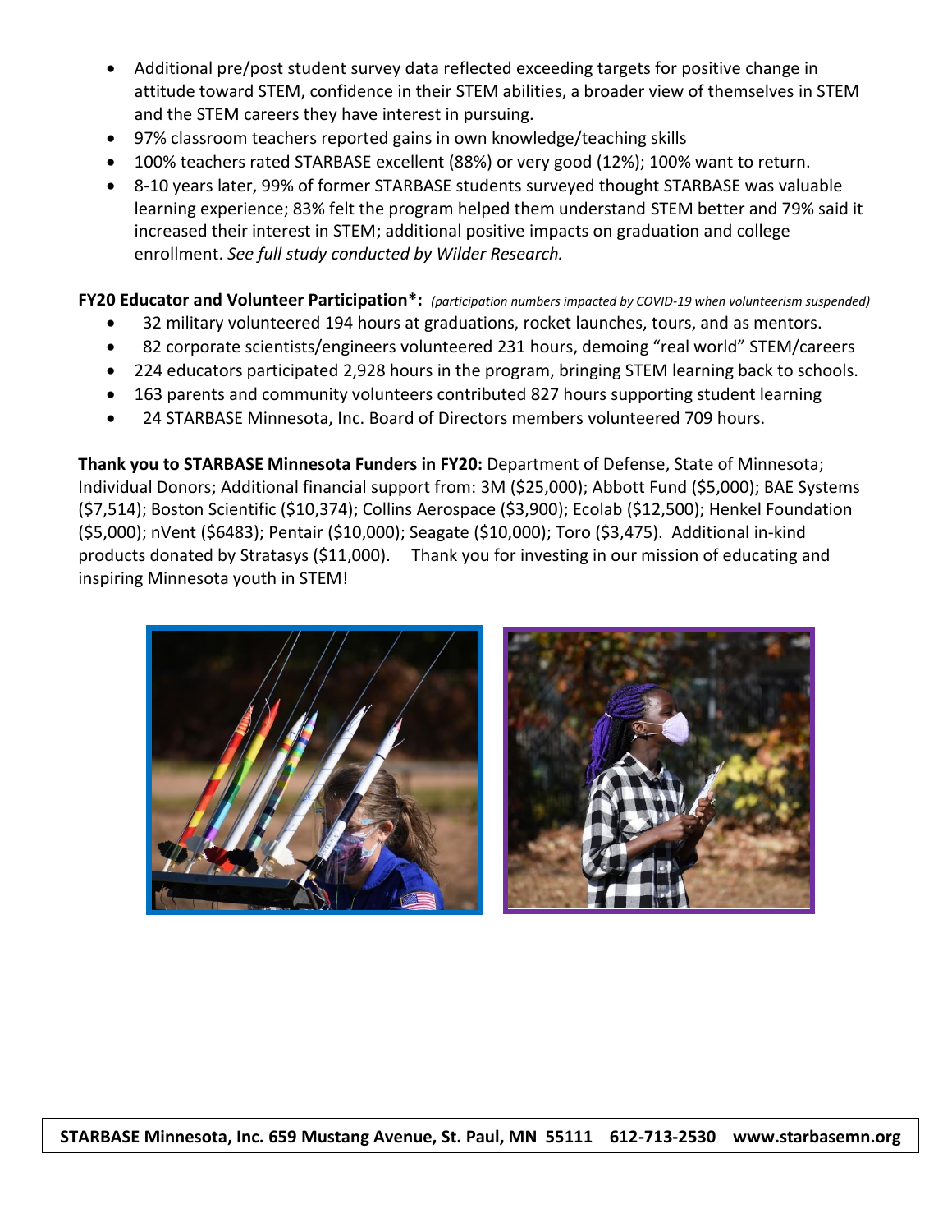- Additional pre/post student survey data reflected exceeding targets for positive change in attitude toward STEM, confidence in their STEM abilities, a broader view of themselves in STEM and the STEM careers they have interest in pursuing.
- 97% classroom teachers reported gains in own knowledge/teaching skills
- 100% teachers rated STARBASE excellent (88%) or very good (12%); 100% want to return.
- 8-10 years later, 99% of former STARBASE students surveyed thought STARBASE was valuable learning experience; 83% felt the program helped them understand STEM better and 79% said it increased their interest in STEM; additional positive impacts on graduation and college enrollment. *See full study conducted by Wilder Research.*

**FY20 Educator and Volunteer Participation*:** *(participation numbers impacted by COVID-19 when volunteerism suspended)*

- 32 military volunteered 194 hours at graduations, rocket launches, tours, and as mentors.
- 82 corporate scientists/engineers volunteered 231 hours, demoing "real world" STEM/careers
- 224 educators participated 2,928 hours in the program, bringing STEM learning back to schools.
- 163 parents and community volunteers contributed 827 hours supporting student learning
- 24 STARBASE Minnesota, Inc. Board of Directors members volunteered 709 hours.

**Thank you to STARBASE Minnesota Funders in FY20:** Department of Defense, State of Minnesota; Individual Donors; Additional financial support from: 3M ($25,000); Abbott Fund ($5,000); BAE Systems ($7,514); Boston Scientific ($10,374); Collins Aerospace ($3,900); Ecolab ($12,500); Henkel Foundation ($5,000); nVent ($6483); Pentair ($10,000); Seagate ($10,000); Toro ($3,475). Additional in-kind products donated by Stratasys ($11,000). Thank you for investing in our mission of educating and inspiring Minnesota youth in STEM!

**STARBASE Minnesota, Inc. 659 Mustang Avenue, St. Paul, MN 55111 612-713-2530 www.starbasemn.org**